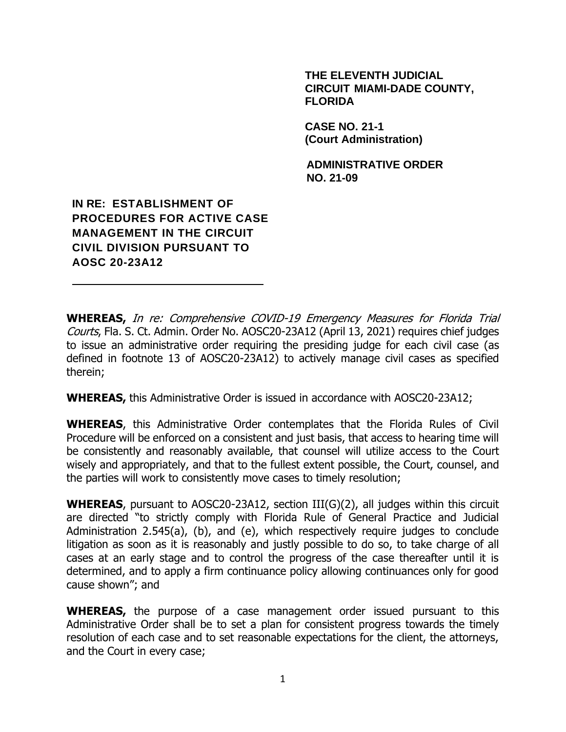**THE ELEVENTH JUDICIAL CIRCUIT MIAMI-DADE COUNTY, FLORIDA**

**CASE NO. 21-1**
**(Court Administration)**

**ADMINISTRATIVE ORDER NO. 21-09**

**IN RE: ESTABLISHMENT OF PROCEDURES FOR ACTIVE CASE MANAGEMENT IN THE CIRCUIT CIVIL DIVISION PURSUANT TO AOSC 20-23A12**

---

**WHEREAS,** *In re: Comprehensive COVID-19 Emergency Measures for Florida Trial Courts*, Fla. S. Ct. Admin. Order No. AOSC20-23A12 (April 13, 2021) requires chief judges to issue an administrative order requiring the presiding judge for each civil case (as defined in footnote 13 of AOSC20-23A12) to actively manage civil cases as specified therein;

**WHEREAS,** this Administrative Order is issued in accordance with AOSC20-23A12;

**WHEREAS**, this Administrative Order contemplates that the Florida Rules of Civil Procedure will be enforced on a consistent and just basis, that access to hearing time will be consistently and reasonably available, that counsel will utilize access to the Court wisely and appropriately, and that to the fullest extent possible, the Court, counsel, and the parties will work to consistently move cases to timely resolution;

**WHEREAS**, pursuant to AOSC20-23A12, section III(G)(2), all judges within this circuit are directed "to strictly comply with Florida Rule of General Practice and Judicial Administration 2.545(a), (b), and (e), which respectively require judges to conclude litigation as soon as it is reasonably and justly possible to do so, to take charge of all cases at an early stage and to control the progress of the case thereafter until it is determined, and to apply a firm continuance policy allowing continuances only for good cause shown"; and

**WHEREAS,** the purpose of a case management order issued pursuant to this Administrative Order shall be to set a plan for consistent progress towards the timely resolution of each case and to set reasonable expectations for the client, the attorneys, and the Court in every case;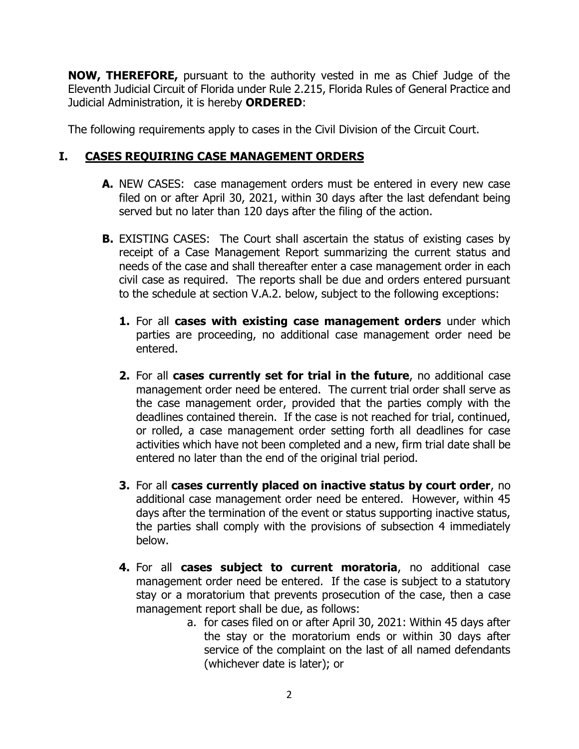**NOW, THEREFORE,** pursuant to the authority vested in me as Chief Judge of the Eleventh Judicial Circuit of Florida under Rule 2.215, Florida Rules of General Practice and Judicial Administration, it is hereby **ORDERED**:

The following requirements apply to cases in the Civil Division of the Circuit Court.

## I. CASES REQUIRING CASE MANAGEMENT ORDERS

**A.** NEW CASES: case management orders must be entered in every new case filed on or after April 30, 2021, within 30 days after the last defendant being served but no later than 120 days after the filing of the action.

**B.** EXISTING CASES: The Court shall ascertain the status of existing cases by receipt of a Case Management Report summarizing the current status and needs of the case and shall thereafter enter a case management order in each civil case as required. The reports shall be due and orders entered pursuant to the schedule at section V.A.2. below, subject to the following exceptions:

**1.** For all **cases with existing case management orders** under which parties are proceeding, no additional case management order need be entered.

**2.** For all **cases currently set for trial in the future**, no additional case management order need be entered. The current trial order shall serve as the case management order, provided that the parties comply with the deadlines contained therein. If the case is not reached for trial, continued, or rolled, a case management order setting forth all deadlines for case activities which have not been completed and a new, firm trial date shall be entered no later than the end of the original trial period.

**3.** For all **cases currently placed on inactive status by court order**, no additional case management order need be entered. However, within 45 days after the termination of the event or status supporting inactive status, the parties shall comply with the provisions of subsection 4 immediately below.

**4.** For all **cases subject to current moratoria**, no additional case management order need be entered. If the case is subject to a statutory stay or a moratorium that prevents prosecution of the case, then a case management report shall be due, as follows:

a. for cases filed on or after April 30, 2021: Within 45 days after the stay or the moratorium ends or within 30 days after service of the complaint on the last of all named defendants (whichever date is later); or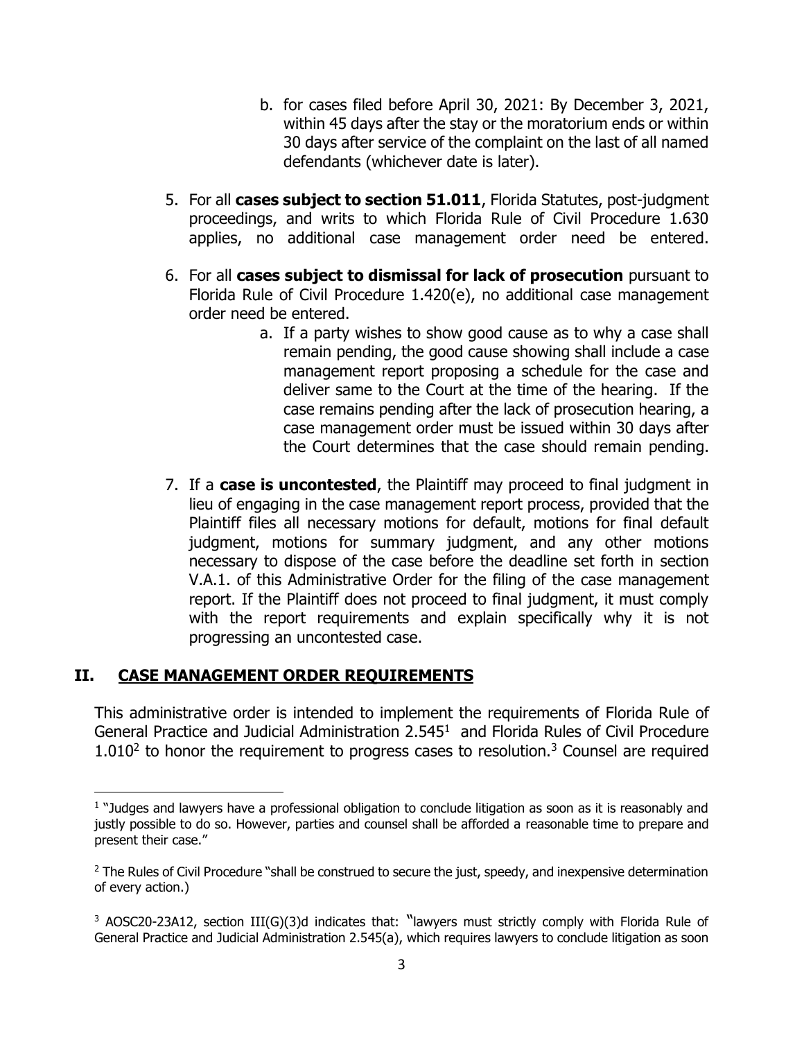b. for cases filed before April 30, 2021: By December 3, 2021, within 45 days after the stay or the moratorium ends or within 30 days after service of the complaint on the last of all named defendants (whichever date is later).

5. For all **cases subject to section 51.011**, Florida Statutes, post-judgment proceedings, and writs to which Florida Rule of Civil Procedure 1.630 applies, no additional case management order need be entered.

6. For all **cases subject to dismissal for lack of prosecution** pursuant to Florida Rule of Civil Procedure 1.420(e), no additional case management order need be entered.
   a. If a party wishes to show good cause as to why a case shall remain pending, the good cause showing shall include a case management report proposing a schedule for the case and deliver same to the Court at the time of the hearing. If the case remains pending after the lack of prosecution hearing, a case management order must be issued within 30 days after the Court determines that the case should remain pending.

7. If a **case is uncontested**, the Plaintiff may proceed to final judgment in lieu of engaging in the case management report process, provided that the Plaintiff files all necessary motions for default, motions for final default judgment, motions for summary judgment, and any other motions necessary to dispose of the case before the deadline set forth in section V.A.1. of this Administrative Order for the filing of the case management report. If the Plaintiff does not proceed to final judgment, it must comply with the report requirements and explain specifically why it is not progressing an uncontested case.

## II. CASE MANAGEMENT ORDER REQUIREMENTS

This administrative order is intended to implement the requirements of Florida Rule of General Practice and Judicial Administration 2.545[1] and Florida Rules of Civil Procedure 1.010[2] to honor the requirement to progress cases to resolution.[3] Counsel are required

---

[1] "Judges and lawyers have a professional obligation to conclude litigation as soon as it is reasonably and justly possible to do so. However, parties and counsel shall be afforded a reasonable time to prepare and present their case."

[2] The Rules of Civil Procedure "shall be construed to secure the just, speedy, and inexpensive determination of every action.)

[3] AOSC20-23A12, section III(G)(3)d indicates that: "lawyers must strictly comply with Florida Rule of General Practice and Judicial Administration 2.545(a), which requires lawyers to conclude litigation as soon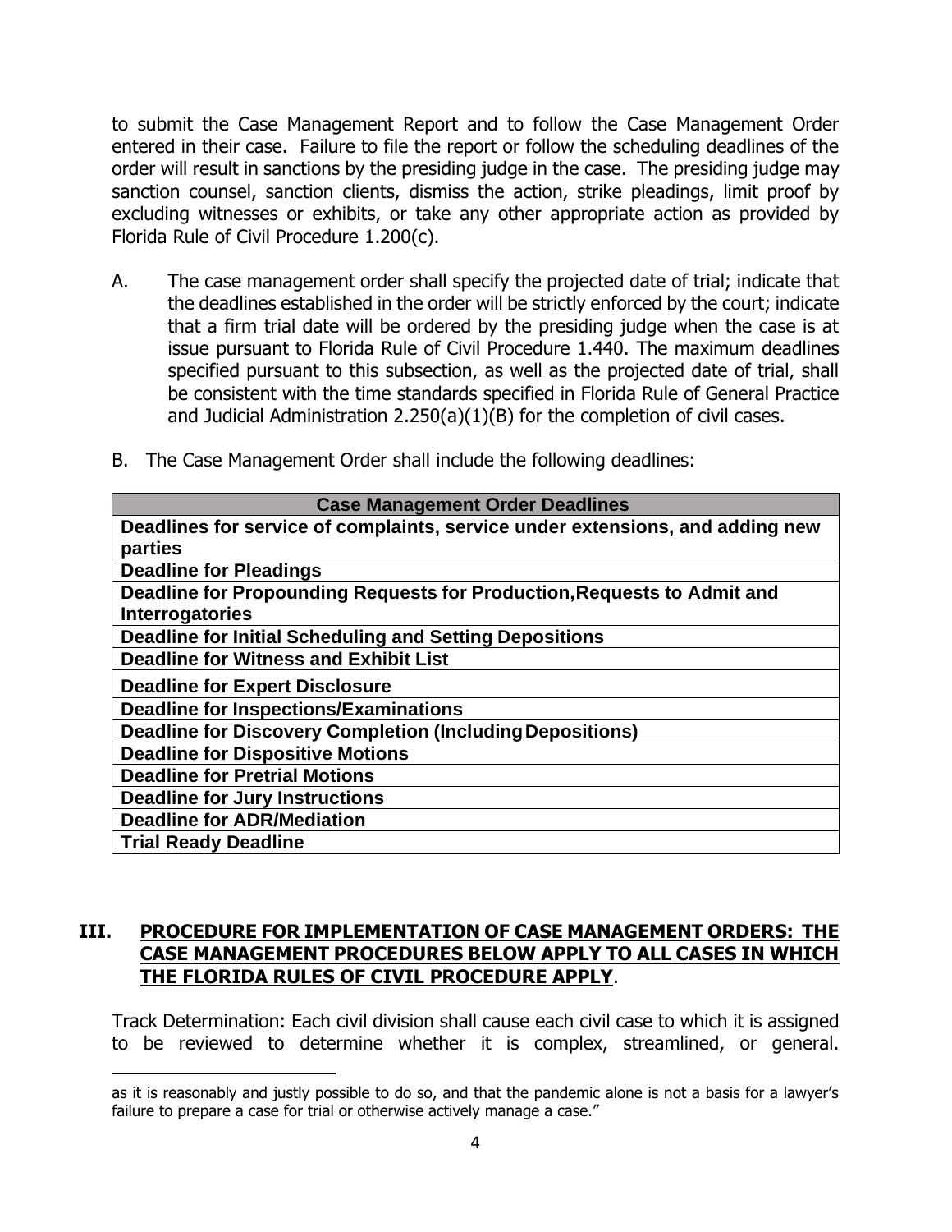to submit the Case Management Report and to follow the Case Management Order entered in their case. Failure to file the report or follow the scheduling deadlines of the order will result in sanctions by the presiding judge in the case. The presiding judge may sanction counsel, sanction clients, dismiss the action, strike pleadings, limit proof by excluding witnesses or exhibits, or take any other appropriate action as provided by Florida Rule of Civil Procedure 1.200(c).

A. The case management order shall specify the projected date of trial; indicate that the deadlines established in the order will be strictly enforced by the court; indicate that a firm trial date will be ordered by the presiding judge when the case is at issue pursuant to Florida Rule of Civil Procedure 1.440. The maximum deadlines specified pursuant to this subsection, as well as the projected date of trial, shall be consistent with the time standards specified in Florida Rule of General Practice and Judicial Administration 2.250(a)(1)(B) for the completion of civil cases.

B. The Case Management Order shall include the following deadlines:

| Case Management Order Deadlines |
|---|
| **Deadlines for service of complaints, service under extensions, and adding new parties** |
| **Deadline for Pleadings** |
| **Deadline for Propounding Requests for Production, Requests to Admit and Interrogatories** |
| **Deadline for Initial Scheduling and Setting Depositions** |
| **Deadline for Witness and Exhibit List** |
| **Deadline for Expert Disclosure** |
| **Deadline for Inspections/Examinations** |
| **Deadline for Discovery Completion (Including Depositions)** |
| **Deadline for Dispositive Motions** |
| **Deadline for Pretrial Motions** |
| **Deadline for Jury Instructions** |
| **Deadline for ADR/Mediation** |
| **Trial Ready Deadline** |

## III. PROCEDURE FOR IMPLEMENTATION OF CASE MANAGEMENT ORDERS: THE CASE MANAGEMENT PROCEDURES BELOW APPLY TO ALL CASES IN WHICH THE FLORIDA RULES OF CIVIL PROCEDURE APPLY.

Track Determination: Each civil division shall cause each civil case to which it is assigned to be reviewed to determine whether it is complex, streamlined, or general.

---

as it is reasonably and justly possible to do so, and that the pandemic alone is not a basis for a lawyer's failure to prepare a case for trial or otherwise actively manage a case."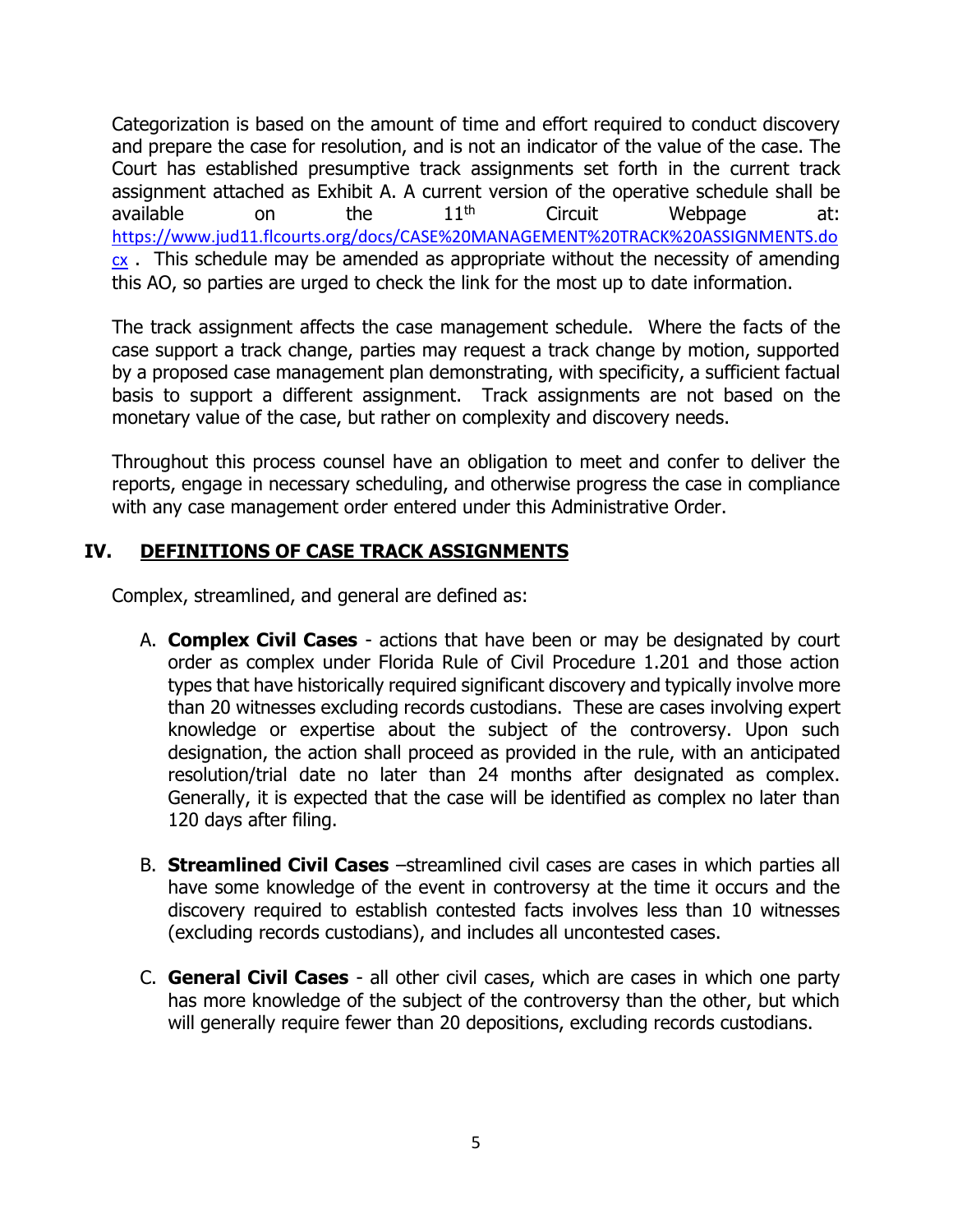Categorization is based on the amount of time and effort required to conduct discovery and prepare the case for resolution, and is not an indicator of the value of the case. The Court has established presumptive track assignments set forth in the current track assignment attached as Exhibit A. A current version of the operative schedule shall be available on the 11th Circuit Webpage at: https://www.jud11.flcourts.org/docs/CASE%20MANAGEMENT%20TRACK%20ASSIGNMENTS.docx . This schedule may be amended as appropriate without the necessity of amending this AO, so parties are urged to check the link for the most up to date information.

The track assignment affects the case management schedule. Where the facts of the case support a track change, parties may request a track change by motion, supported by a proposed case management plan demonstrating, with specificity, a sufficient factual basis to support a different assignment. Track assignments are not based on the monetary value of the case, but rather on complexity and discovery needs.

Throughout this process counsel have an obligation to meet and confer to deliver the reports, engage in necessary scheduling, and otherwise progress the case in compliance with any case management order entered under this Administrative Order.

## IV. DEFINITIONS OF CASE TRACK ASSIGNMENTS

Complex, streamlined, and general are defined as:

A. **Complex Civil Cases** - actions that have been or may be designated by court order as complex under Florida Rule of Civil Procedure 1.201 and those action types that have historically required significant discovery and typically involve more than 20 witnesses excluding records custodians. These are cases involving expert knowledge or expertise about the subject of the controversy. Upon such designation, the action shall proceed as provided in the rule, with an anticipated resolution/trial date no later than 24 months after designated as complex. Generally, it is expected that the case will be identified as complex no later than 120 days after filing.

B. **Streamlined Civil Cases** –streamlined civil cases are cases in which parties all have some knowledge of the event in controversy at the time it occurs and the discovery required to establish contested facts involves less than 10 witnesses (excluding records custodians), and includes all uncontested cases.

C. **General Civil Cases** - all other civil cases, which are cases in which one party has more knowledge of the subject of the controversy than the other, but which will generally require fewer than 20 depositions, excluding records custodians.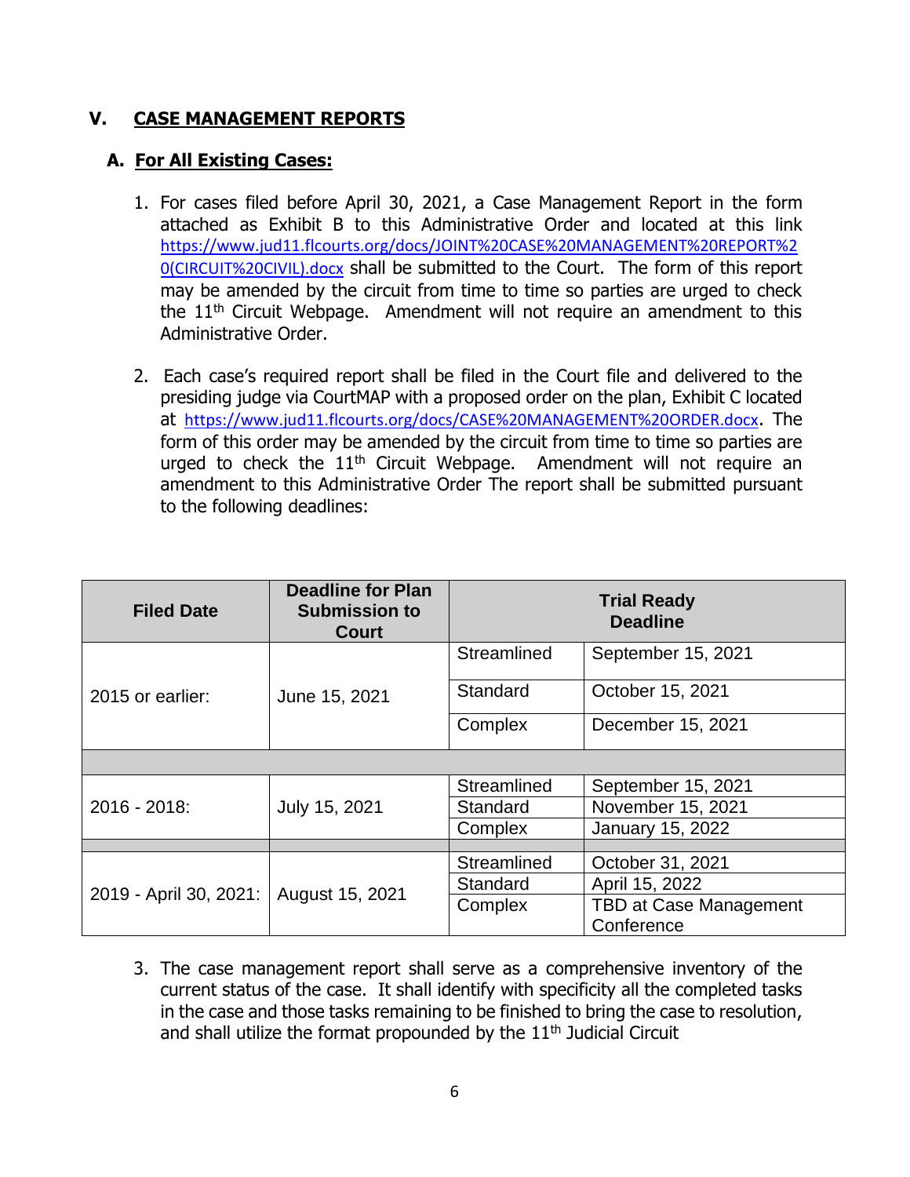## V. CASE MANAGEMENT REPORTS

### A. For All Existing Cases:

1. For cases filed before April 30, 2021, a Case Management Report in the form attached as Exhibit B to this Administrative Order and located at this link https://www.jud11.flcourts.org/docs/JOINT%20CASE%20MANAGEMENT%20REPORT%20(CIRCUIT%20CIVIL).docx shall be submitted to the Court. The form of this report may be amended by the circuit from time to time so parties are urged to check the 11th Circuit Webpage. Amendment will not require an amendment to this Administrative Order.

2. Each case's required report shall be filed in the Court file and delivered to the presiding judge via CourtMAP with a proposed order on the plan, Exhibit C located at https://www.jud11.flcourts.org/docs/CASE%20MANAGEMENT%20ORDER.docx. The form of this order may be amended by the circuit from time to time so parties are urged to check the 11th Circuit Webpage. Amendment will not require an amendment to this Administrative Order The report shall be submitted pursuant to the following deadlines:

| Filed Date | Deadline for Plan Submission to Court | Trial Ready Deadline | |
|---|---|---|---|
| 2015 or earlier: | June 15, 2021 | Streamlined | September 15, 2021 |
| | | Standard | October 15, 2021 |
| | | Complex | December 15, 2021 |
| | | | |
| 2016 - 2018: | July 15, 2021 | Streamlined | September 15, 2021 |
| | | Standard | November 15, 2021 |
| | | Complex | January 15, 2022 |
| | | | |
| 2019 - April 30, 2021: | August 15, 2021 | Streamlined | October 31, 2021 |
| | | Standard | April 15, 2022 |
| | | Complex | TBD at Case Management Conference |

3. The case management report shall serve as a comprehensive inventory of the current status of the case. It shall identify with specificity all the completed tasks in the case and those tasks remaining to be finished to bring the case to resolution, and shall utilize the format propounded by the 11th Judicial Circuit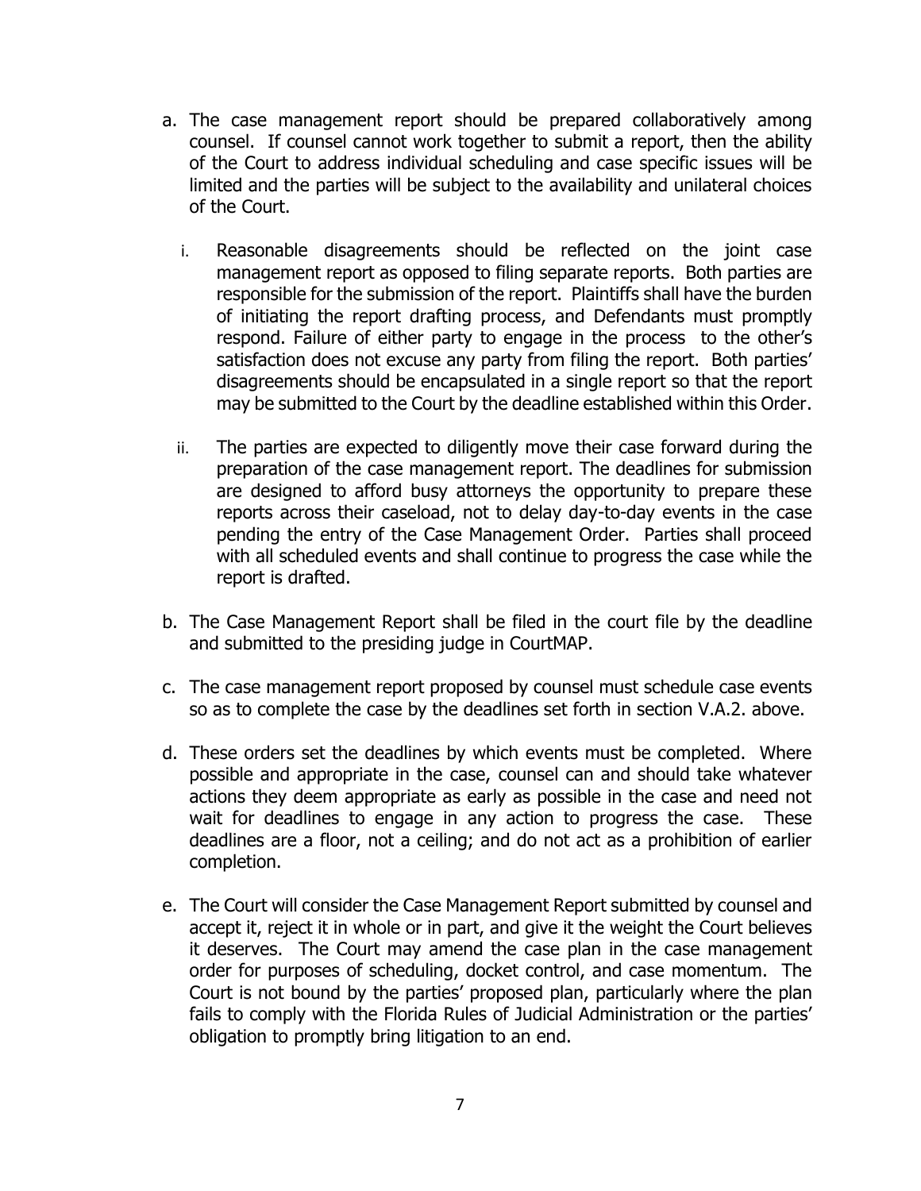a. The case management report should be prepared collaboratively among counsel. If counsel cannot work together to submit a report, then the ability of the Court to address individual scheduling and case specific issues will be limited and the parties will be subject to the availability and unilateral choices of the Court.

   i. Reasonable disagreements should be reflected on the joint case management report as opposed to filing separate reports. Both parties are responsible for the submission of the report. Plaintiffs shall have the burden of initiating the report drafting process, and Defendants must promptly respond. Failure of either party to engage in the process to the other's satisfaction does not excuse any party from filing the report. Both parties' disagreements should be encapsulated in a single report so that the report may be submitted to the Court by the deadline established within this Order.

   ii. The parties are expected to diligently move their case forward during the preparation of the case management report. The deadlines for submission are designed to afford busy attorneys the opportunity to prepare these reports across their caseload, not to delay day-to-day events in the case pending the entry of the Case Management Order. Parties shall proceed with all scheduled events and shall continue to progress the case while the report is drafted.

b. The Case Management Report shall be filed in the court file by the deadline and submitted to the presiding judge in CourtMAP.

c. The case management report proposed by counsel must schedule case events so as to complete the case by the deadlines set forth in section V.A.2. above.

d. These orders set the deadlines by which events must be completed. Where possible and appropriate in the case, counsel can and should take whatever actions they deem appropriate as early as possible in the case and need not wait for deadlines to engage in any action to progress the case. These deadlines are a floor, not a ceiling; and do not act as a prohibition of earlier completion.

e. The Court will consider the Case Management Report submitted by counsel and accept it, reject it in whole or in part, and give it the weight the Court believes it deserves. The Court may amend the case plan in the case management order for purposes of scheduling, docket control, and case momentum. The Court is not bound by the parties' proposed plan, particularly where the plan fails to comply with the Florida Rules of Judicial Administration or the parties' obligation to promptly bring litigation to an end.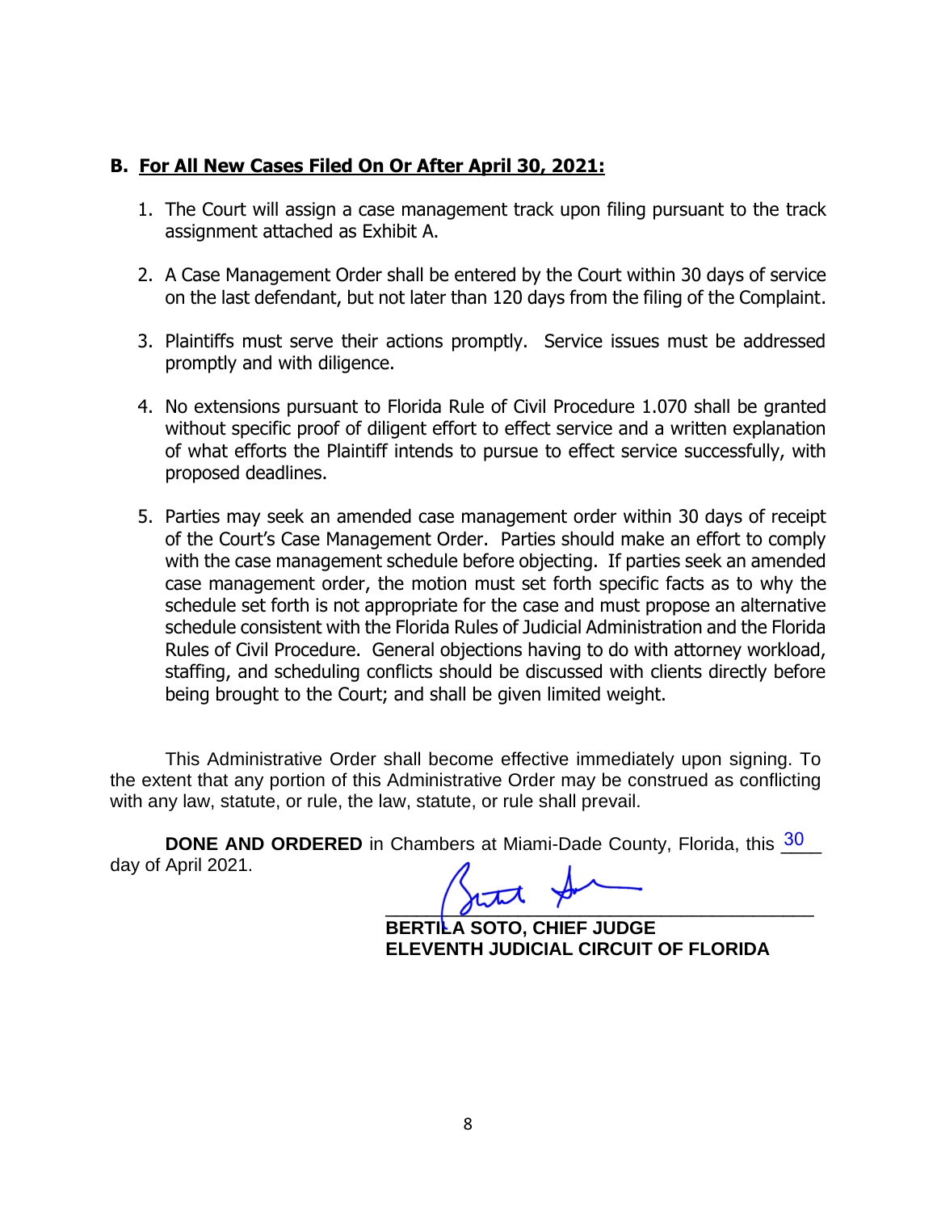## B. For All New Cases Filed On Or After April 30, 2021:

1. The Court will assign a case management track upon filing pursuant to the track assignment attached as Exhibit A.

2. A Case Management Order shall be entered by the Court within 30 days of service on the last defendant, but not later than 120 days from the filing of the Complaint.

3. Plaintiffs must serve their actions promptly. Service issues must be addressed promptly and with diligence.

4. No extensions pursuant to Florida Rule of Civil Procedure 1.070 shall be granted without specific proof of diligent effort to effect service and a written explanation of what efforts the Plaintiff intends to pursue to effect service successfully, with proposed deadlines.

5. Parties may seek an amended case management order within 30 days of receipt of the Court's Case Management Order. Parties should make an effort to comply with the case management schedule before objecting. If parties seek an amended case management order, the motion must set forth specific facts as to why the schedule set forth is not appropriate for the case and must propose an alternative schedule consistent with the Florida Rules of Judicial Administration and the Florida Rules of Civil Procedure. General objections having to do with attorney workload, staffing, and scheduling conflicts should be discussed with clients directly before being brought to the Court; and shall be given limited weight.

This Administrative Order shall become effective immediately upon signing. To the extent that any portion of this Administrative Order may be construed as conflicting with any law, statute, or rule, the law, statute, or rule shall prevail.

**DONE AND ORDERED** in Chambers at Miami-Dade County, Florida, this 30 day of April 2021.

**BERTILA SOTO, CHIEF JUDGE**
**ELEVENTH JUDICIAL CIRCUIT OF FLORIDA**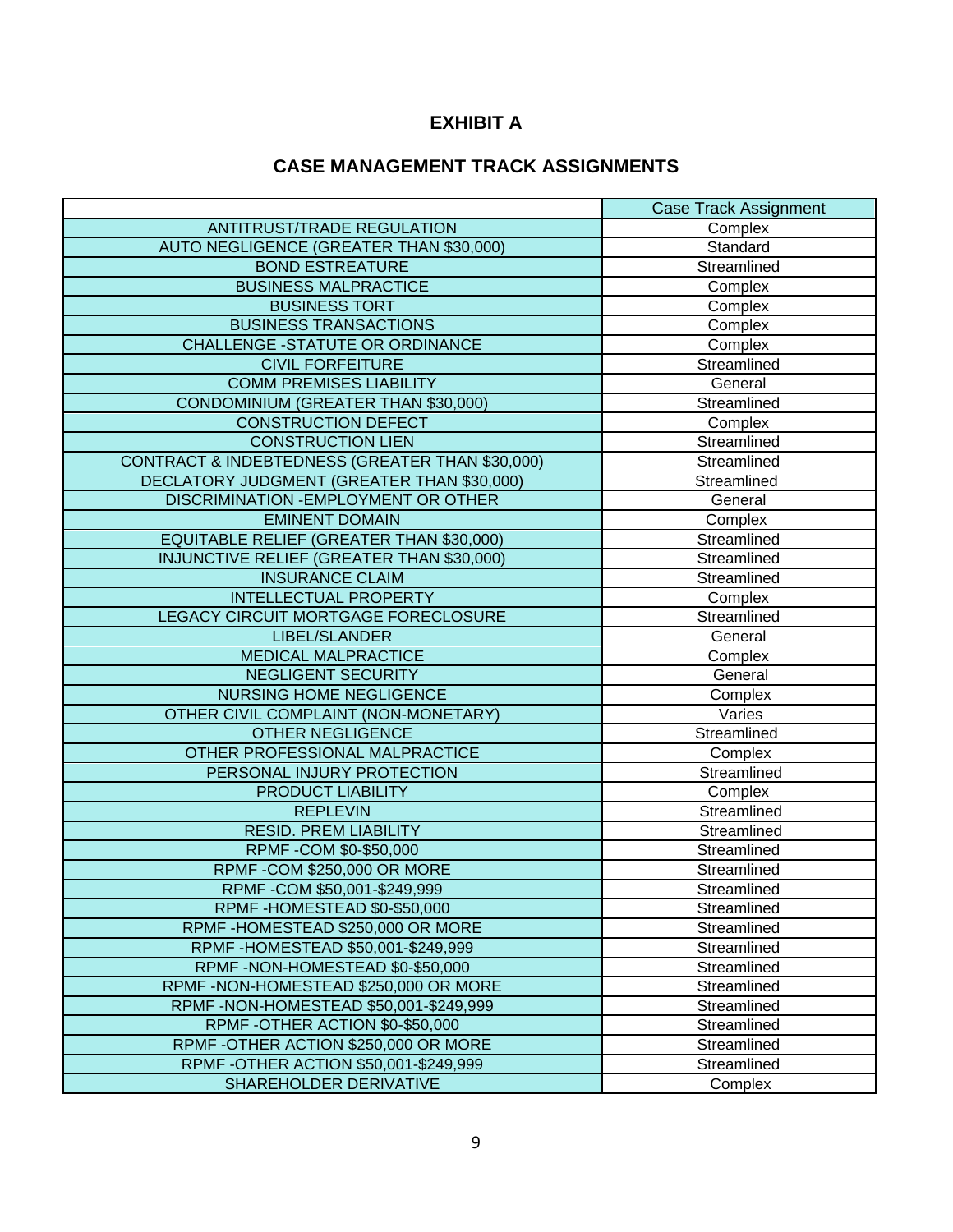# EXHIBIT A

## CASE MANAGEMENT TRACK ASSIGNMENTS

| | Case Track Assignment |
|---|---|
| ANTITRUST/TRADE REGULATION | Complex |
| AUTO NEGLIGENCE (GREATER THAN $30,000) | Standard |
| BOND ESTREATURE | Streamlined |
| BUSINESS MALPRACTICE | Complex |
| BUSINESS TORT | Complex |
| BUSINESS TRANSACTIONS | Complex |
| CHALLENGE -STATUTE OR ORDINANCE | Complex |
| CIVIL FORFEITURE | Streamlined |
| COMM PREMISES LIABILITY | General |
| CONDOMINIUM (GREATER THAN $30,000) | Streamlined |
| CONSTRUCTION DEFECT | Complex |
| CONSTRUCTION LIEN | Streamlined |
| CONTRACT & INDEBTEDNESS (GREATER THAN $30,000) | Streamlined |
| DECLATORY JUDGMENT (GREATER THAN $30,000) | Streamlined |
| DISCRIMINATION -EMPLOYMENT OR OTHER | General |
| EMINENT DOMAIN | Complex |
| EQUITABLE RELIEF (GREATER THAN $30,000) | Streamlined |
| INJUNCTIVE RELIEF (GREATER THAN $30,000) | Streamlined |
| INSURANCE CLAIM | Streamlined |
| INTELLECTUAL PROPERTY | Complex |
| LEGACY CIRCUIT MORTGAGE FORECLOSURE | Streamlined |
| LIBEL/SLANDER | General |
| MEDICAL MALPRACTICE | Complex |
| NEGLIGENT SECURITY | General |
| NURSING HOME NEGLIGENCE | Complex |
| OTHER CIVIL COMPLAINT (NON-MONETARY) | Varies |
| OTHER NEGLIGENCE | Streamlined |
| OTHER PROFESSIONAL MALPRACTICE | Complex |
| PERSONAL INJURY PROTECTION | Streamlined |
| PRODUCT LIABILITY | Complex |
| REPLEVIN | Streamlined |
| RESID. PREM LIABILITY | Streamlined |
| RPMF -COM $0-$50,000 | Streamlined |
| RPMF -COM $250,000 OR MORE | Streamlined |
| RPMF -COM $50,001-$249,999 | Streamlined |
| RPMF -HOMESTEAD $0-$50,000 | Streamlined |
| RPMF -HOMESTEAD $250,000 OR MORE | Streamlined |
| RPMF -HOMESTEAD $50,001-$249,999 | Streamlined |
| RPMF -NON-HOMESTEAD $0-$50,000 | Streamlined |
| RPMF -NON-HOMESTEAD $250,000 OR MORE | Streamlined |
| RPMF -NON-HOMESTEAD $50,001-$249,999 | Streamlined |
| RPMF -OTHER ACTION $0-$50,000 | Streamlined |
| RPMF -OTHER ACTION $250,000 OR MORE | Streamlined |
| RPMF -OTHER ACTION $50,001-$249,999 | Streamlined |
| SHAREHOLDER DERIVATIVE | Complex |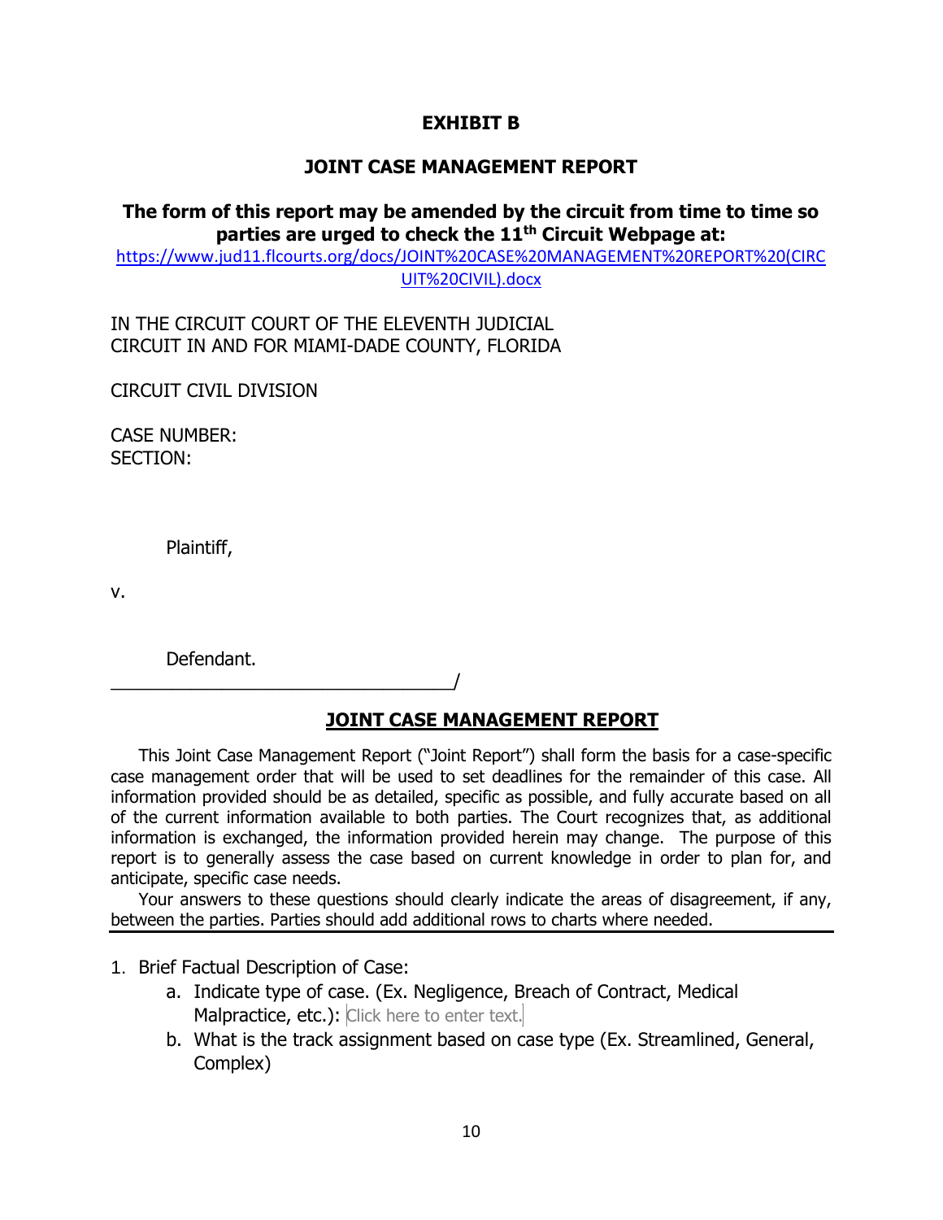**EXHIBIT B**

**JOINT CASE MANAGEMENT REPORT**

**The form of this report may be amended by the circuit from time to time so parties are urged to check the 11th Circuit Webpage at:**
https://www.jud11.flcourts.org/docs/JOINT%20CASE%20MANAGEMENT%20REPORT%20(CIRCUIT%20CIVIL).docx

IN THE CIRCUIT COURT OF THE ELEVENTH JUDICIAL
CIRCUIT IN AND FOR MIAMI-DADE COUNTY, FLORIDA

CIRCUIT CIVIL DIVISION

CASE NUMBER:
SECTION:

Plaintiff,

v.

Defendant.
_________________________________/

**JOINT CASE MANAGEMENT REPORT**

This Joint Case Management Report ("Joint Report") shall form the basis for a case-specific case management order that will be used to set deadlines for the remainder of this case. All information provided should be as detailed, specific as possible, and fully accurate based on all of the current information available to both parties. The Court recognizes that, as additional information is exchanged, the information provided herein may change. The purpose of this report is to generally assess the case based on current knowledge in order to plan for, and anticipate, specific case needs.

Your answers to these questions should clearly indicate the areas of disagreement, if any, between the parties. Parties should add additional rows to charts where needed.

1. Brief Factual Description of Case:
   a. Indicate type of case. (Ex. Negligence, Breach of Contract, Medical Malpractice, etc.): Click here to enter text.
   b. What is the track assignment based on case type (Ex. Streamlined, General, Complex)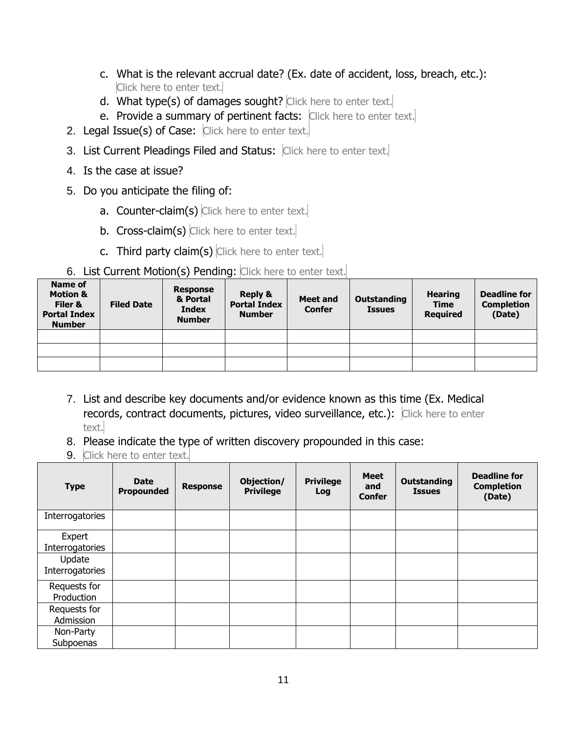c. What is the relevant accrual date? (Ex. date of accident, loss, breach, etc.): Click here to enter text.

d. What type(s) of damages sought? Click here to enter text.

e. Provide a summary of pertinent facts: Click here to enter text.

2. Legal Issue(s) of Case: Click here to enter text.
3. List Current Pleadings Filed and Status: Click here to enter text.
4. Is the case at issue?
5. Do you anticipate the filing of:
   a. Counter-claim(s) Click here to enter text.
   b. Cross-claim(s) Click here to enter text.
   c. Third party claim(s) Click here to enter text.
6. List Current Motion(s) Pending: Click here to enter text.

| Name of Motion & Filer & Portal Index Number | Filed Date | Response & Portal Index Number | Reply & Portal Index Number | Meet and Confer | Outstanding Issues | Hearing Time Required | Deadline for Completion (Date) |
|---|---|---|---|---|---|---|---|
| | | | | | | | |
| | | | | | | | |
| | | | | | | | |

7. List and describe key documents and/or evidence known as this time (Ex. Medical records, contract documents, pictures, video surveillance, etc.): Click here to enter text.
8. Please indicate the type of written discovery propounded in this case:
9. Click here to enter text.

| Type | Date Propounded | Response | Objection/ Privilege | Privilege Log | Meet and Confer | Outstanding Issues | Deadline for Completion (Date) |
|---|---|---|---|---|---|---|---|
| Interrogatories | | | | | | | |
| Expert Interrogatories | | | | | | | |
| Update Interrogatories | | | | | | | |
| Requests for Production | | | | | | | |
| Requests for Admission | | | | | | | |
| Non-Party Subpoenas | | | | | | | |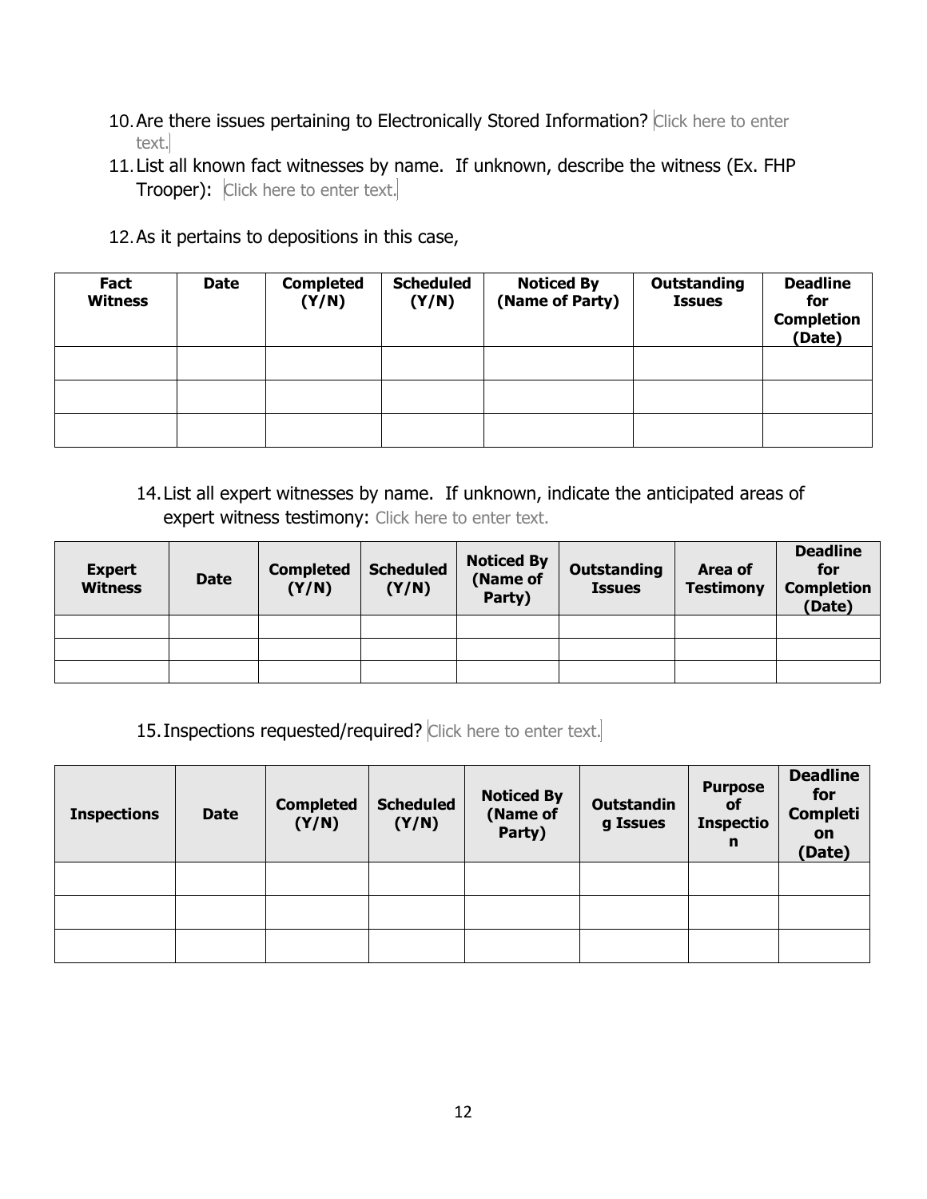10. Are there issues pertaining to Electronically Stored Information? Click here to enter text.
11. List all known fact witnesses by name. If unknown, describe the witness (Ex. FHP Trooper): Click here to enter text.
12. As it pertains to depositions in this case,

| Fact Witness | Date | Completed (Y/N) | Scheduled (Y/N) | Noticed By (Name of Party) | Outstanding Issues | Deadline for Completion (Date) |
|---|---|---|---|---|---|---|
| | | | | | | |
| | | | | | | |
| | | | | | | |

14. List all expert witnesses by name. If unknown, indicate the anticipated areas of expert witness testimony: Click here to enter text.

| Expert Witness | Date | Completed (Y/N) | Scheduled (Y/N) | Noticed By (Name of Party) | Outstanding Issues | Area of Testimony | Deadline for Completion (Date) |
|---|---|---|---|---|---|---|---|
| | | | | | | | |
| | | | | | | | |
| | | | | | | | |

15. Inspections requested/required? Click here to enter text.

| Inspections | Date | Completed (Y/N) | Scheduled (Y/N) | Noticed By (Name of Party) | Outstanding Issues | Purpose of Inspection | Deadline for Completion (Date) |
|---|---|---|---|---|---|---|---|
| | | | | | | | |
| | | | | | | | |
| | | | | | | | |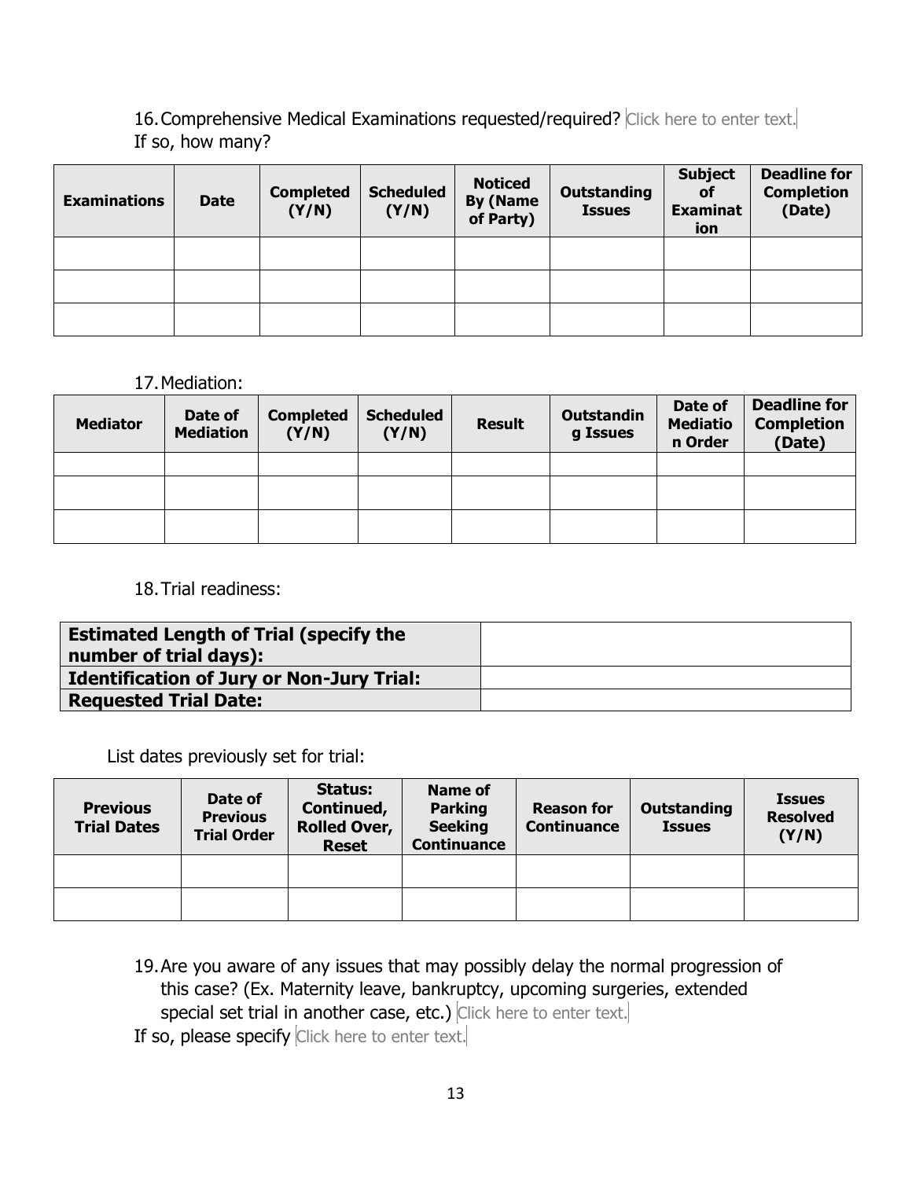16. Comprehensive Medical Examinations requested/required? Click here to enter text.
If so, how many?

| Examinations | Date | Completed (Y/N) | Scheduled (Y/N) | Noticed By (Name of Party) | Outstanding Issues | Subject of Examination | Deadline for Completion (Date) |
|---|---|---|---|---|---|---|---|
| | | | | | | | |
| | | | | | | | |
| | | | | | | | |

17. Mediation:

| Mediator | Date of Mediation | Completed (Y/N) | Scheduled (Y/N) | Result | Outstanding Issues | Date of Mediation Order | Deadline for Completion (Date) |
|---|---|---|---|---|---|---|---|
| | | | | | | | |
| | | | | | | | |
| | | | | | | | |

18. Trial readiness:

| | |
|---|---|
| **Estimated Length of Trial (specify the number of trial days):** | |
| **Identification of Jury or Non-Jury Trial:** | |
| **Requested Trial Date:** | |

List dates previously set for trial:

| Previous Trial Dates | Date of Previous Trial Order | Status: Continued, Rolled Over, Reset | Name of Parking Seeking Continuance | Reason for Continuance | Outstanding Issues | Issues Resolved (Y/N) |
|---|---|---|---|---|---|---|
| | | | | | | |
| | | | | | | |

19. Are you aware of any issues that may possibly delay the normal progression of this case? (Ex. Maternity leave, bankruptcy, upcoming surgeries, extended special set trial in another case, etc.) Click here to enter text.

If so, please specify Click here to enter text.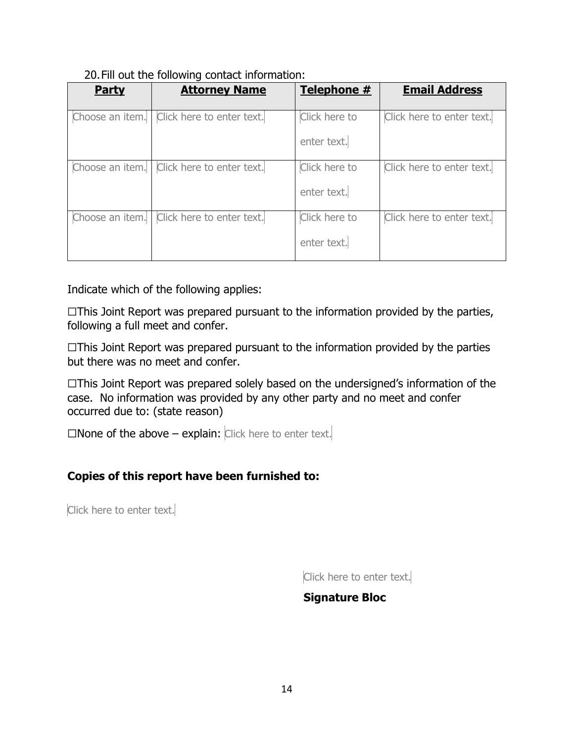20. Fill out the following contact information:

| **Party** | **Attorney Name** | **Telephone #** | **Email Address** |
|---|---|---|---|
| Choose an item. | Click here to enter text. | Click here to enter text. | Click here to enter text. |
| Choose an item. | Click here to enter text. | Click here to enter text. | Click here to enter text. |
| Choose an item. | Click here to enter text. | Click here to enter text. | Click here to enter text. |

Indicate which of the following applies:

☐This Joint Report was prepared pursuant to the information provided by the parties, following a full meet and confer.

☐This Joint Report was prepared pursuant to the information provided by the parties but there was no meet and confer.

☐This Joint Report was prepared solely based on the undersigned's information of the case. No information was provided by any other party and no meet and confer occurred due to: (state reason)

☐None of the above – explain: Click here to enter text.

**Copies of this report have been furnished to:**

Click here to enter text.

Click here to enter text.

**Signature Bloc**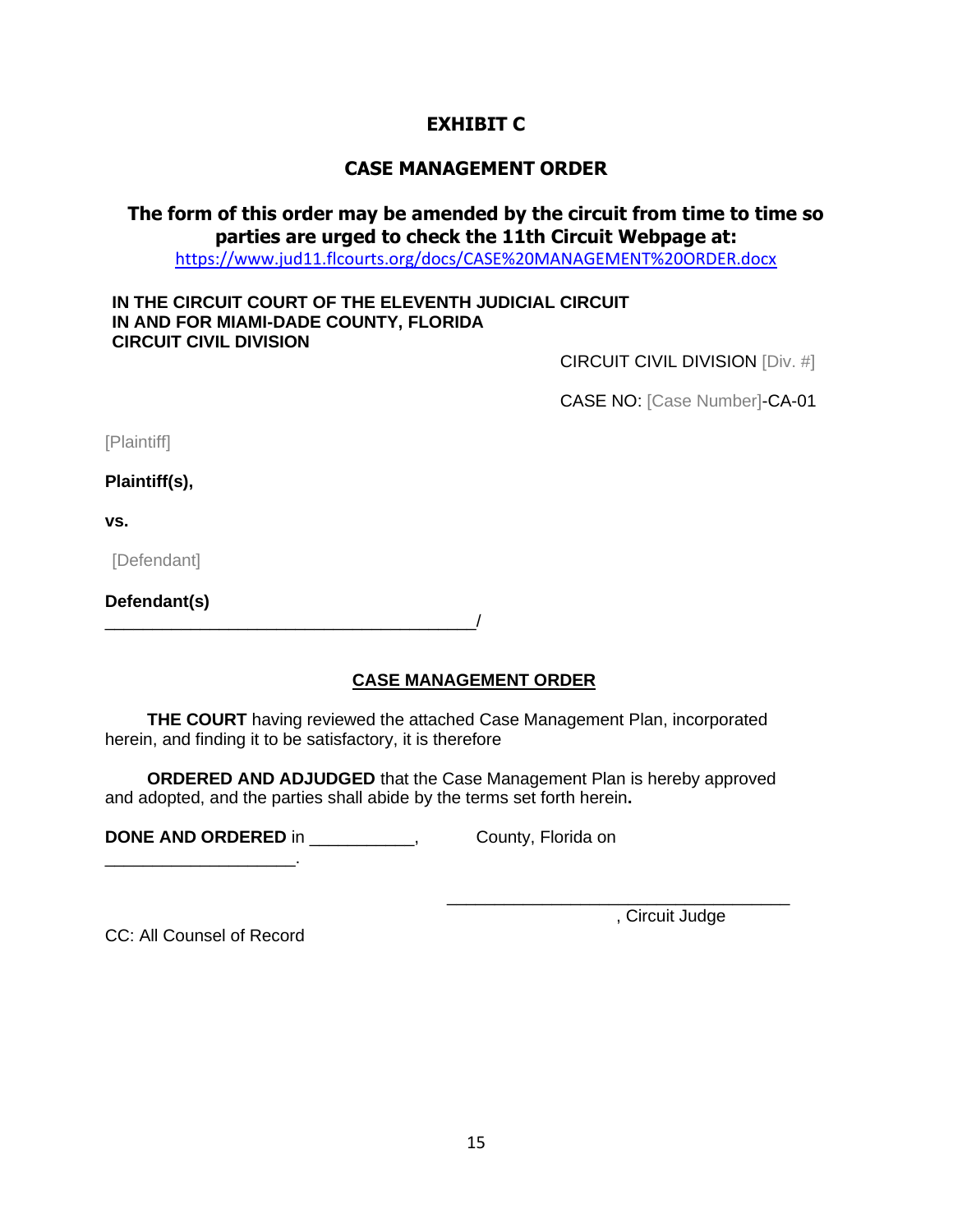# EXHIBIT C

## CASE MANAGEMENT ORDER

### The form of this order may be amended by the circuit from time to time so parties are urged to check the 11th Circuit Webpage at:

https://www.jud11.flcourts.org/docs/CASE%20MANAGEMENT%20ORDER.docx

**IN THE CIRCUIT COURT OF THE ELEVENTH JUDICIAL CIRCUIT**
**IN AND FOR MIAMI-DADE COUNTY, FLORIDA**
**CIRCUIT CIVIL DIVISION**

CIRCUIT CIVIL DIVISION [Div. #]

CASE NO: [Case Number]-CA-01

[Plaintiff]

**Plaintiff(s),**

**vs.**

[Defendant]

**Defendant(s)**
_______________________________________/

**CASE MANAGEMENT ORDER**

**THE COURT** having reviewed the attached Case Management Plan, incorporated herein, and finding it to be satisfactory, it is therefore

**ORDERED AND ADJUDGED** that the Case Management Plan is hereby approved and adopted, and the parties shall abide by the terms set forth herein**.**

**DONE AND ORDERED** in ___________, County, Florida on ____________________.

____________________________________
, Circuit Judge

CC: All Counsel of Record